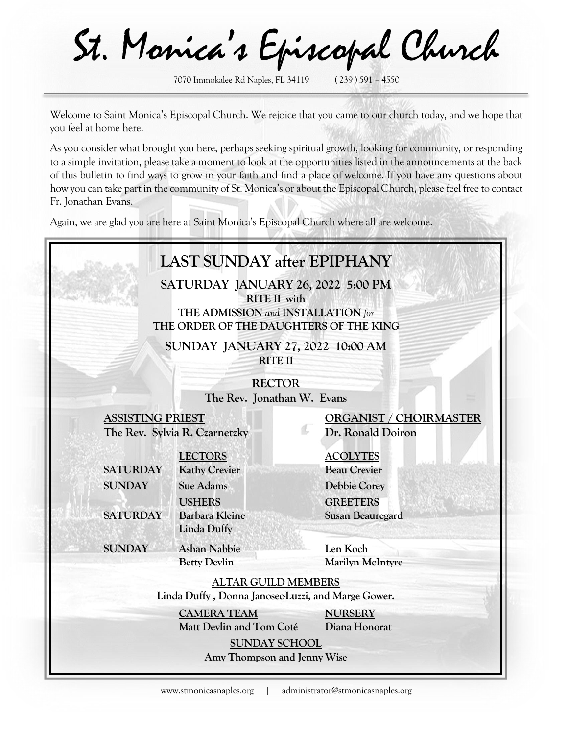# St. Monica's Episcopal Church

7070 Immokalee Rd Naples, FL 34119 | ( 239 ) 591 – 4550

Welcome to Saint Monica's Episcopal Church. We rejoice that you came to our church today, and we hope that you feel at home here.

As you consider what brought you here, perhaps seeking spiritual growth, looking for community, or responding to a simple invitation, please take a moment to look at the opportunities listed in the announcements at the back of this bulletin to find ways to grow in your faith and find a place of welcome. If you have any questions about how you can take part in the community of St. Monica's or about the Episcopal Church, please feel free to contact Fr. Jonathan Evans.

Again, we are glad you are here at Saint Monica's Episcopal Church where all are welcome.

## LAST SUNDAY after EPIPHANY

**SATURDAY JANUARY 26, 2022 5:00 PM**
**RITE II with**
**THE ADMISSION *and* INSTALLATION *for***
**THE ORDER OF THE DAUGHTERS OF THE KING**

**SUNDAY JANUARY 27, 2022 10:00 AM**
**RITE II**

**RECTOR**
**The Rev. Jonathan W. Evans**

**ASSISTING PRIEST**
**The Rev. Sylvia R. Czarnetzky**

**ORGANIST / CHOIRMASTER**
**Dr. Ronald Doiron**

| | LECTORS | ACOLYTES |
|---|---|---|
| SATURDAY | Kathy Crevier | Beau Crevier |
| SUNDAY | Sue Adams | Debbie Corey |
| | **USHERS** | **GREETERS** |
| SATURDAY | Barbara Kleine, Linda Duffy | Susan Beauregard |
| SUNDAY | Ashan Nabbie, Betty Devlin | Len Koch, Marilyn McIntyre |

**ALTAR GUILD MEMBERS**
**Linda Duffy , Donna Janosec-Luzzi, and Marge Gower.**

**CAMERA TEAM**
**Matt Devlin and Tom Coté**

**NURSERY**
**Diana Honorat**

**SUNDAY SCHOOL**
**Amy Thompson and Jenny Wise**

www.stmonicasnaples.org | administrator@stmonicasnaples.org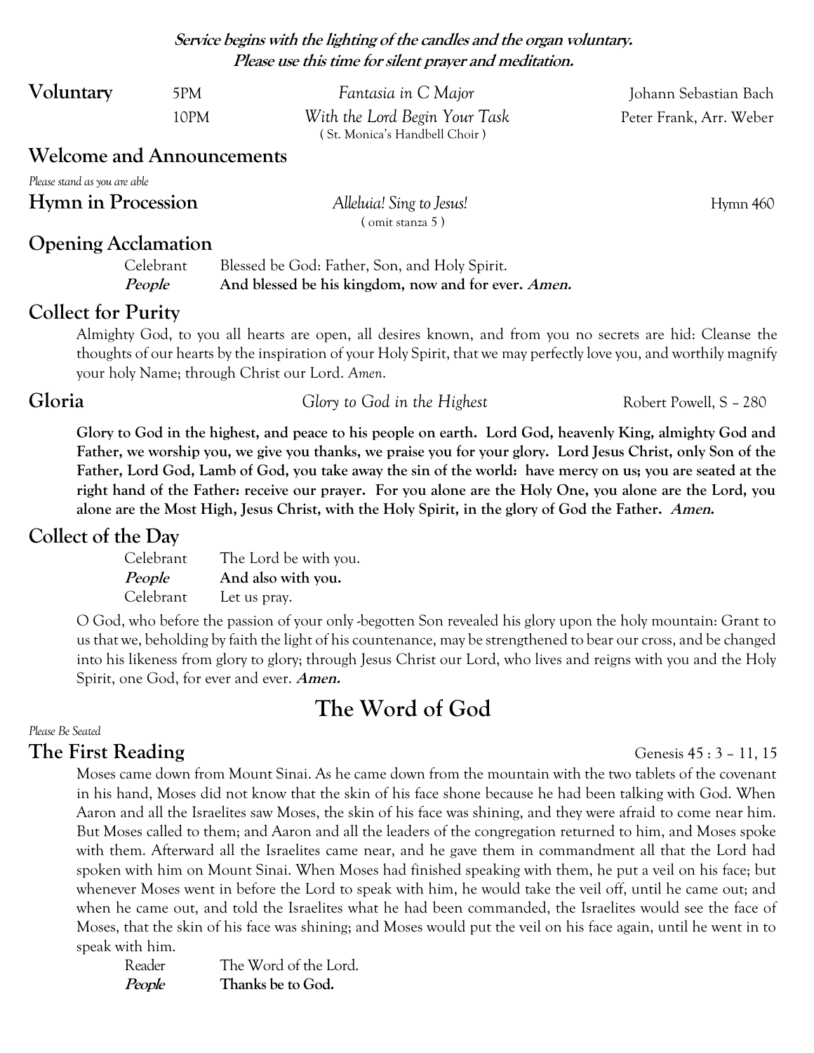***Service begins with the lighting of the candles and the organ voluntary.***
***Please use this time for silent prayer and meditation.***

| | | | |
|---|---|---|---|
| **Voluntary** | 5PM | *Fantasia in C Major* | Johann Sebastian Bach |
| | 10PM | *With the Lord Begin Your Task* ( St. Monica's Handbell Choir ) | Peter Frank, Arr. Weber |

## Welcome and Announcements

*Please stand as you are able*

## Hymn in Procession

*Alleluia! Sing to Jesus!* ( omit stanza 5 ) — Hymn 460

## Opening Acclamation

Celebrant — Blessed be God: Father, Son, and Holy Spirit.
***People*** — **And blessed be his kingdom, now and for ever. *Amen.***

## Collect for Purity

Almighty God, to you all hearts are open, all desires known, and from you no secrets are hid: Cleanse the thoughts of our hearts by the inspiration of your Holy Spirit, that we may perfectly love you, and worthily magnify your holy Name; through Christ our Lord. *Amen.*

## Gloria

*Glory to God in the Highest* — Robert Powell, S – 280

**Glory to God in the highest, and peace to his people on earth. Lord God, heavenly King, almighty God and Father, we worship you, we give you thanks, we praise you for your glory. Lord Jesus Christ, only Son of the Father, Lord God, Lamb of God, you take away the sin of the world: have mercy on us; you are seated at the right hand of the Father: receive our prayer. For you alone are the Holy One, you alone are the Lord, you alone are the Most High, Jesus Christ, with the Holy Spirit, in the glory of God the Father. *Amen.***

## Collect of the Day

Celebrant — The Lord be with you.
***People*** — **And also with you.**
Celebrant — Let us pray.

O God, who before the passion of your only -begotten Son revealed his glory upon the holy mountain: Grant to us that we, beholding by faith the light of his countenance, may be strengthened to bear our cross, and be changed into his likeness from glory to glory; through Jesus Christ our Lord, who lives and reigns with you and the Holy Spirit, one God, for ever and ever. ***Amen.***

# The Word of God

*Please Be Seated*

## The First Reading

Genesis 45 : 3 – 11, 15

Moses came down from Mount Sinai. As he came down from the mountain with the two tablets of the covenant in his hand, Moses did not know that the skin of his face shone because he had been talking with God. When Aaron and all the Israelites saw Moses, the skin of his face was shining, and they were afraid to come near him. But Moses called to them; and Aaron and all the leaders of the congregation returned to him, and Moses spoke with them. Afterward all the Israelites came near, and he gave them in commandment all that the Lord had spoken with him on Mount Sinai. When Moses had finished speaking with them, he put a veil on his face; but whenever Moses went in before the Lord to speak with him, he would take the veil off, until he came out; and when he came out, and told the Israelites what he had been commanded, the Israelites would see the face of Moses, that the skin of his face was shining; and Moses would put the veil on his face again, until he went in to speak with him.

Reader — The Word of the Lord.
***People*** — **Thanks be to God.**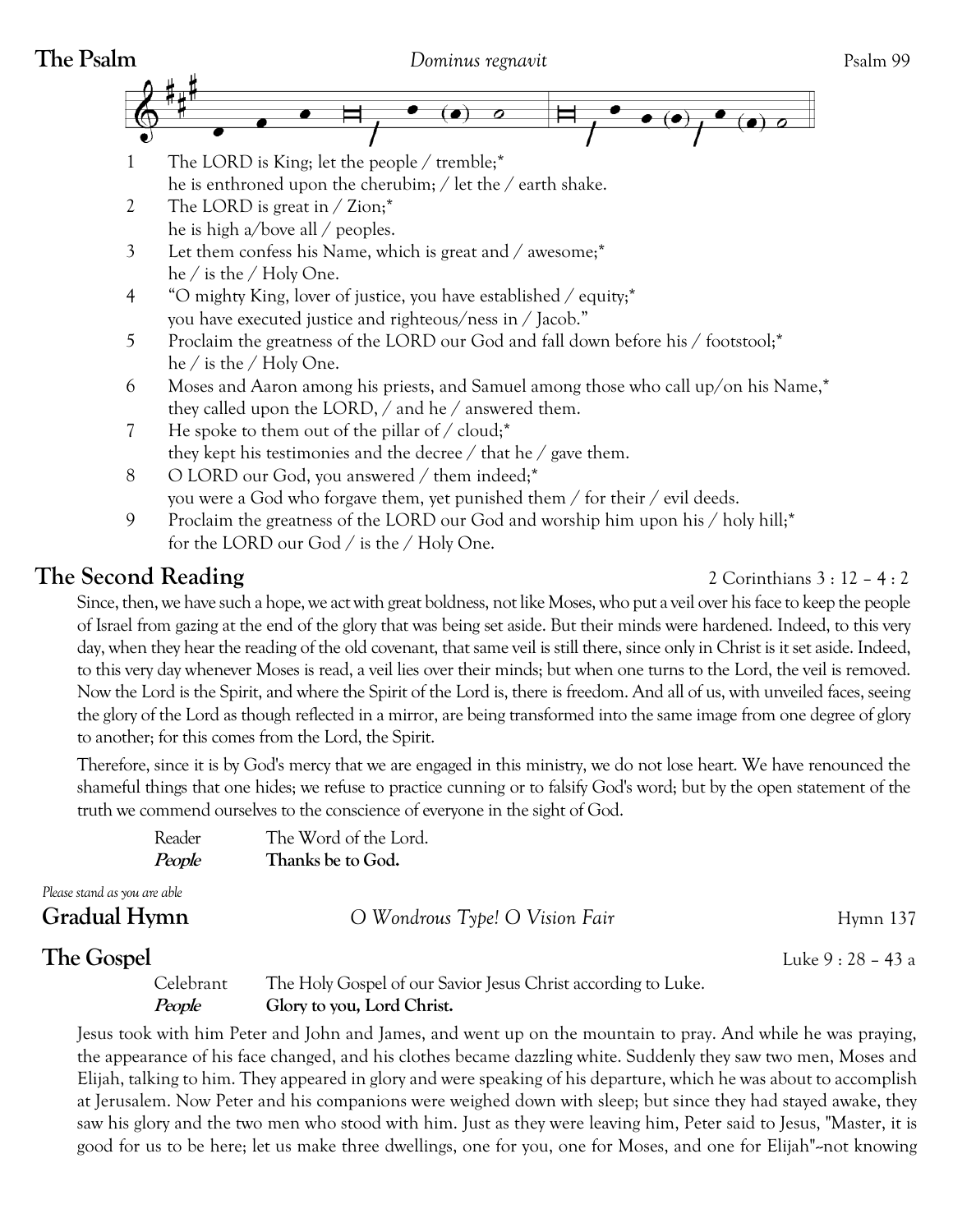## The Psalm

*Dominus regnavit* — Psalm 99

1. The LORD is King; let the people / tremble;*
   he is enthroned upon the cherubim; / let the / earth shake.
2. The LORD is great in / Zion;*
   he is high a/bove all / peoples.
3. Let them confess his Name, which is great and / awesome;*
   he / is the / Holy One.
4. "O mighty King, lover of justice, you have established / equity;*
   you have executed justice and righteous/ness in / Jacob."
5. Proclaim the greatness of the LORD our God and fall down before his / footstool;*
   he / is the / Holy One.
6. Moses and Aaron among his priests, and Samuel among those who call up/on his Name,*
   they called upon the LORD, / and he / answered them.
7. He spoke to them out of the pillar of / cloud;*
   they kept his testimonies and the decree / that he / gave them.
8. O LORD our God, you answered / them indeed;*
   you were a God who forgave them, yet punished them / for their / evil deeds.
9. Proclaim the greatness of the LORD our God and worship him upon his / holy hill;*
   for the LORD our God / is the / Holy One.

## The Second Reading

2 Corinthians 3 : 12 – 4 : 2

Since, then, we have such a hope, we act with great boldness, not like Moses, who put a veil over his face to keep the people of Israel from gazing at the end of the glory that was being set aside. But their minds were hardened. Indeed, to this very day, when they hear the reading of the old covenant, that same veil is still there, since only in Christ is it set aside. Indeed, to this very day whenever Moses is read, a veil lies over their minds; but when one turns to the Lord, the veil is removed. Now the Lord is the Spirit, and where the Spirit of the Lord is, there is freedom. And all of us, with unveiled faces, seeing the glory of the Lord as though reflected in a mirror, are being transformed into the same image from one degree of glory to another; for this comes from the Lord, the Spirit.

Therefore, since it is by God's mercy that we are engaged in this ministry, we do not lose heart. We have renounced the shameful things that one hides; we refuse to practice cunning or to falsify God's word; but by the open statement of the truth we commend ourselves to the conscience of everyone in the sight of God.

Reader — The Word of the Lord.
***People*** — **Thanks be to God.**

*Please stand as you are able*

## Gradual Hymn

*O Wondrous Type! O Vision Fair* — Hymn 137

## The Gospel

Luke 9 : 28 – 43 a

Celebrant — The Holy Gospel of our Savior Jesus Christ according to Luke.
***People*** — **Glory to you, Lord Christ.**

Jesus took with him Peter and John and James, and went up on the mountain to pray. And while he was praying, the appearance of his face changed, and his clothes became dazzling white. Suddenly they saw two men, Moses and Elijah, talking to him. They appeared in glory and were speaking of his departure, which he was about to accomplish at Jerusalem. Now Peter and his companions were weighed down with sleep; but since they had stayed awake, they saw his glory and the two men who stood with him. Just as they were leaving him, Peter said to Jesus, "Master, it is good for us to be here; let us make three dwellings, one for you, one for Moses, and one for Elijah"--not knowing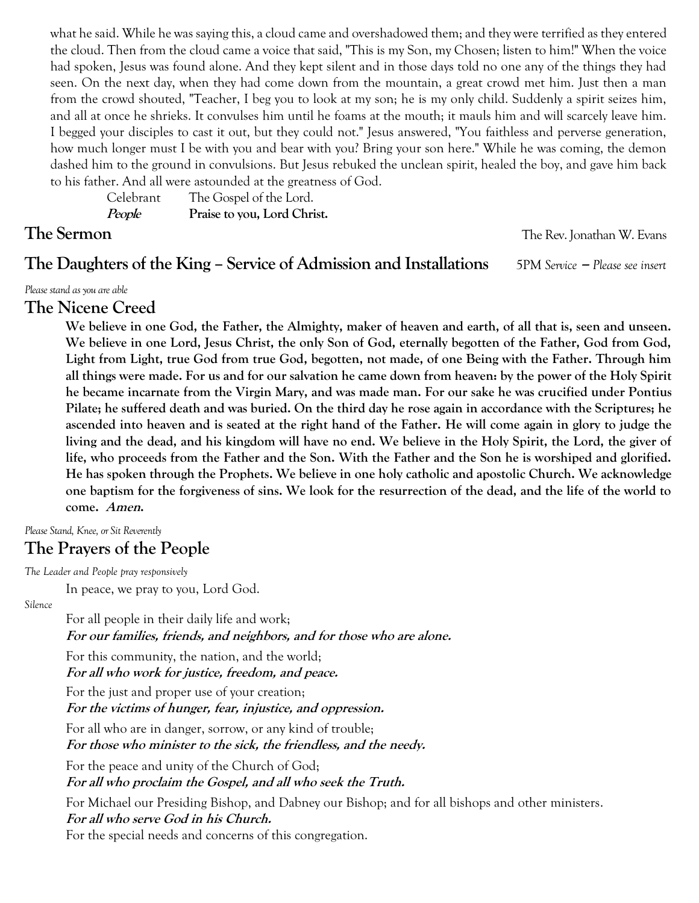what he said. While he was saying this, a cloud came and overshadowed them; and they were terrified as they entered the cloud. Then from the cloud came a voice that said, "This is my Son, my Chosen; listen to him!" When the voice had spoken, Jesus was found alone. And they kept silent and in those days told no one any of the things they had seen. On the next day, when they had come down from the mountain, a great crowd met him. Just then a man from the crowd shouted, "Teacher, I beg you to look at my son; he is my only child. Suddenly a spirit seizes him, and all at once he shrieks. It convulses him until he foams at the mouth; it mauls him and will scarcely leave him. I begged your disciples to cast it out, but they could not." Jesus answered, "You faithless and perverse generation, how much longer must I be with you and bear with you? Bring your son here." While he was coming, the demon dashed him to the ground in convulsions. But Jesus rebuked the unclean spirit, healed the boy, and gave him back to his father. And all were astounded at the greatness of God.

Celebrant The Gospel of the Lord.
***People*** **Praise to you, Lord Christ.**

## The Sermon

The Rev. Jonathan W. Evans

## The Daughters of the King – Service of Admission and Installations

5PM *Service – Please see insert*

*Please stand as you are able*

## The Nicene Creed

**We believe in one God, the Father, the Almighty, maker of heaven and earth, of all that is, seen and unseen. We believe in one Lord, Jesus Christ, the only Son of God, eternally begotten of the Father, God from God, Light from Light, true God from true God, begotten, not made, of one Being with the Father. Through him all things were made. For us and for our salvation he came down from heaven: by the power of the Holy Spirit he became incarnate from the Virgin Mary, and was made man. For our sake he was crucified under Pontius Pilate; he suffered death and was buried. On the third day he rose again in accordance with the Scriptures; he ascended into heaven and is seated at the right hand of the Father. He will come again in glory to judge the living and the dead, and his kingdom will have no end. We believe in the Holy Spirit, the Lord, the giver of life, who proceeds from the Father and the Son. With the Father and the Son he is worshiped and glorified. He has spoken through the Prophets. We believe in one holy catholic and apostolic Church. We acknowledge one baptism for the forgiveness of sins. We look for the resurrection of the dead, and the life of the world to come. *Amen.***

*Please Stand, Knee, or Sit Reverently*

## The Prayers of the People

*The Leader and People pray responsively*

In peace, we pray to you, Lord God.

*Silence*

For all people in their daily life and work;
***For our families, friends, and neighbors, and for those who are alone.***

For this community, the nation, and the world;
***For all who work for justice, freedom, and peace.***

For the just and proper use of your creation;
***For the victims of hunger, fear, injustice, and oppression.***

For all who are in danger, sorrow, or any kind of trouble;
***For those who minister to the sick, the friendless, and the needy.***

For the peace and unity of the Church of God;
***For all who proclaim the Gospel, and all who seek the Truth.***

For Michael our Presiding Bishop, and Dabney our Bishop; and for all bishops and other ministers.
***For all who serve God in his Church.***

For the special needs and concerns of this congregation.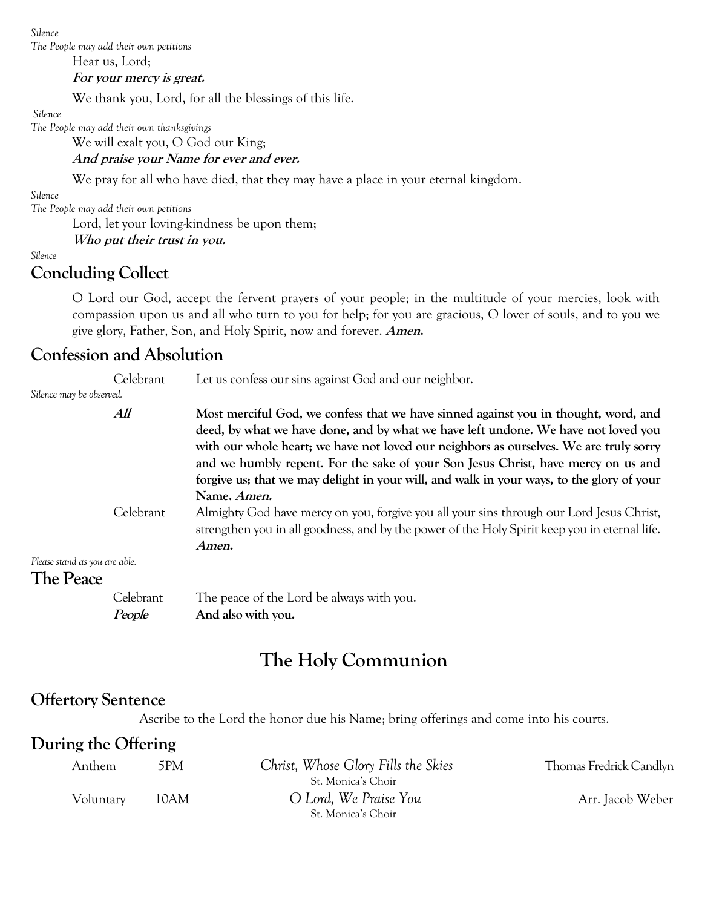*Silence*
*The People may add their own petitions*

Hear us, Lord;
***For your mercy is great.***

We thank you, Lord, for all the blessings of this life.

*Silence*
*The People may add their own thanksgivings*

We will exalt you, O God our King;
***And praise your Name for ever and ever.***

We pray for all who have died, that they may have a place in your eternal kingdom.

*Silence*
*The People may add their own petitions*

Lord, let your loving-kindness be upon them;
***Who put their trust in you.***

*Silence*

## Concluding Collect

O Lord our God, accept the fervent prayers of your people; in the multitude of your mercies, look with compassion upon us and all who turn to you for help; for you are gracious, O lover of souls, and to you we give glory, Father, Son, and Holy Spirit, now and forever. ***Amen.***

## Confession and Absolution

Celebrant: Let us confess our sins against God and our neighbor.

*Silence may be observed.*

***All***: **Most merciful God, we confess that we have sinned against you in thought, word, and deed, by what we have done, and by what we have left undone. We have not loved you with our whole heart; we have not loved our neighbors as ourselves. We are truly sorry and we humbly repent. For the sake of your Son Jesus Christ, have mercy on us and forgive us; that we may delight in your will, and walk in your ways, to the glory of your Name. *Amen.***

Celebrant: Almighty God have mercy on you, forgive you all your sins through our Lord Jesus Christ, strengthen you in all goodness, and by the power of the Holy Spirit keep you in eternal life. ***Amen.***

*Please stand as you are able.*

## The Peace

Celebrant: The peace of the Lord be always with you.
***People***: **And also with you.**

# The Holy Communion

## Offertory Sentence

Ascribe to the Lord the honor due his Name; bring offerings and come into his courts.

## During the Offering

| | | | |
|---|---|---|---|
| Anthem | 5PM | *Christ, Whose Glory Fills the Skies*<br>St. Monica's Choir | Thomas Fredrick Candlyn |
| Voluntary | 10AM | *O Lord, We Praise You*<br>St. Monica's Choir | Arr. Jacob Weber |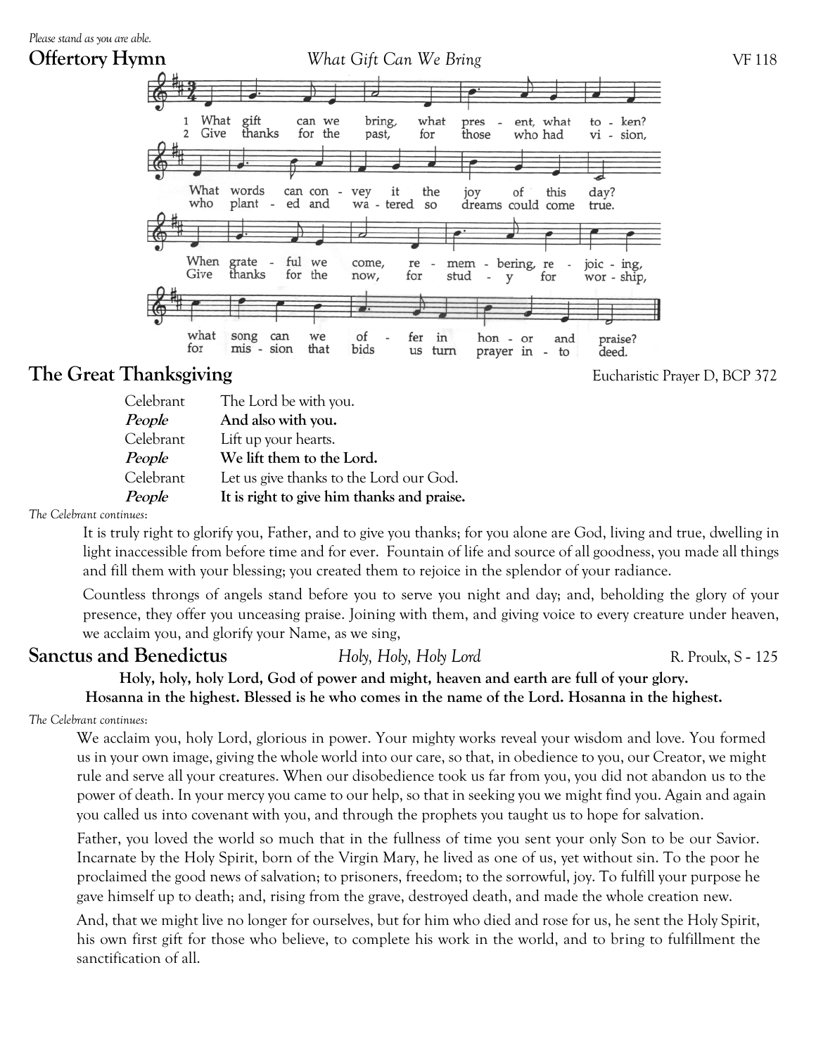*Please stand as you are able.*

## Offertory Hymn *What Gift Can We Bring* VF 118

1 What gift can we bring, what present, what token?
What words can convey it the joy of this day?
When grateful we come, remembering, rejoicing,
what song can we offer in honor and praise?

2 Give thanks for the past, for those who had vision,
who planted and watered so dreams could come true.
Give thanks for the now, for study for worship,
for mission that bids us turn prayer into deed.

## The Great Thanksgiving Eucharistic Prayer D, BCP 372

| | |
|---|---|
| Celebrant | The Lord be with you. |
| ***People*** | **And also with you.** |
| Celebrant | Lift up your hearts. |
| ***People*** | **We lift them to the Lord.** |
| Celebrant | Let us give thanks to the Lord our God. |
| ***People*** | **It is right to give him thanks and praise.** |

*The Celebrant continues:*

It is truly right to glorify you, Father, and to give you thanks; for you alone are God, living and true, dwelling in light inaccessible from before time and for ever. Fountain of life and source of all goodness, you made all things and fill them with your blessing; you created them to rejoice in the splendor of your radiance.

Countless throngs of angels stand before you to serve you night and day; and, beholding the glory of your presence, they offer you unceasing praise. Joining with them, and giving voice to every creature under heaven, we acclaim you, and glorify your Name, as we sing,

## Sanctus and Benedictus *Holy, Holy, Holy Lord* R. Proulx, S - 125

**Holy, holy, holy Lord, God of power and might, heaven and earth are full of your glory. Hosanna in the highest. Blessed is he who comes in the name of the Lord. Hosanna in the highest.**

*The Celebrant continues:*

We acclaim you, holy Lord, glorious in power. Your mighty works reveal your wisdom and love. You formed us in your own image, giving the whole world into our care, so that, in obedience to you, our Creator, we might rule and serve all your creatures. When our disobedience took us far from you, you did not abandon us to the power of death. In your mercy you came to our help, so that in seeking you we might find you. Again and again you called us into covenant with you, and through the prophets you taught us to hope for salvation.

Father, you loved the world so much that in the fullness of time you sent your only Son to be our Savior. Incarnate by the Holy Spirit, born of the Virgin Mary, he lived as one of us, yet without sin. To the poor he proclaimed the good news of salvation; to prisoners, freedom; to the sorrowful, joy. To fulfill your purpose he gave himself up to death; and, rising from the grave, destroyed death, and made the whole creation new.

And, that we might live no longer for ourselves, but for him who died and rose for us, he sent the Holy Spirit, his own first gift for those who believe, to complete his work in the world, and to bring to fulfillment the sanctification of all.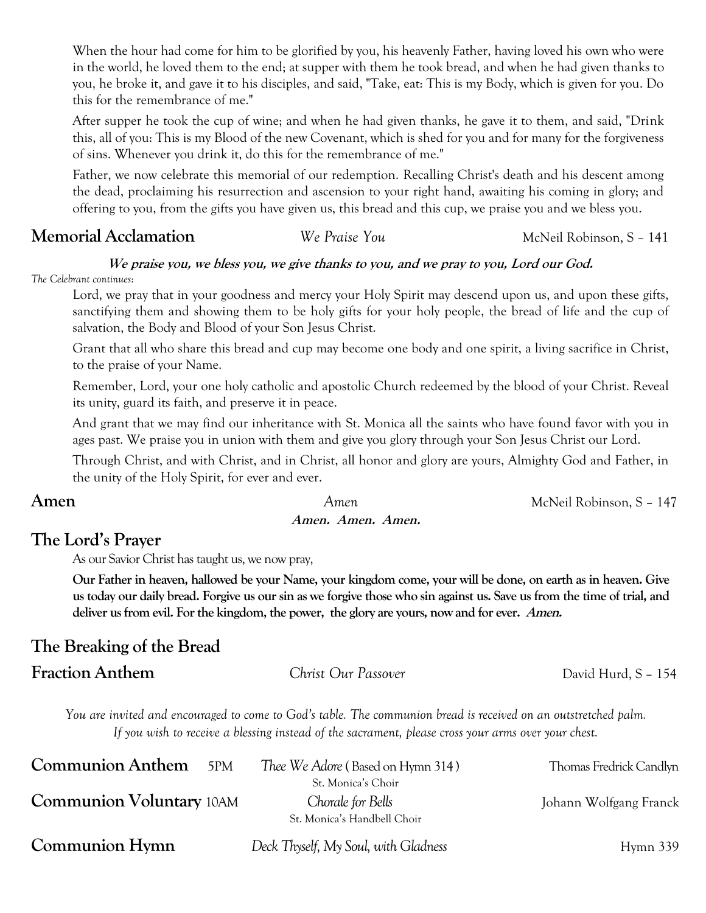When the hour had come for him to be glorified by you, his heavenly Father, having loved his own who were in the world, he loved them to the end; at supper with them he took bread, and when he had given thanks to you, he broke it, and gave it to his disciples, and said, "Take, eat: This is my Body, which is given for you. Do this for the remembrance of me."

After supper he took the cup of wine; and when he had given thanks, he gave it to them, and said, "Drink this, all of you: This is my Blood of the new Covenant, which is shed for you and for many for the forgiveness of sins. Whenever you drink it, do this for the remembrance of me."

Father, we now celebrate this memorial of our redemption. Recalling Christ's death and his descent among the dead, proclaiming his resurrection and ascension to your right hand, awaiting his coming in glory; and offering to you, from the gifts you have given us, this bread and this cup, we praise you and we bless you.

## Memorial Acclamation — *We Praise You* — McNeil Robinson, S – 141

***We praise you, we bless you, we give thanks to you, and we pray to you, Lord our God.***

*The Celebrant continues:*

Lord, we pray that in your goodness and mercy your Holy Spirit may descend upon us, and upon these gifts, sanctifying them and showing them to be holy gifts for your holy people, the bread of life and the cup of salvation, the Body and Blood of your Son Jesus Christ.

Grant that all who share this bread and cup may become one body and one spirit, a living sacrifice in Christ, to the praise of your Name.

Remember, Lord, your one holy catholic and apostolic Church redeemed by the blood of your Christ. Reveal its unity, guard its faith, and preserve it in peace.

And grant that we may find our inheritance with St. Monica all the saints who have found favor with you in ages past. We praise you in union with them and give you glory through your Son Jesus Christ our Lord.

Through Christ, and with Christ, and in Christ, all honor and glory are yours, Almighty God and Father, in the unity of the Holy Spirit, for ever and ever.

## Amen — *Amen* — McNeil Robinson, S – 147

***Amen. Amen. Amen.***

## The Lord's Prayer

As our Savior Christ has taught us, we now pray,

**Our Father in heaven, hallowed be your Name, your kingdom come, your will be done, on earth as in heaven. Give us today our daily bread. Forgive us our sin as we forgive those who sin against us. Save us from the time of trial, and deliver us from evil. For the kingdom, the power, the glory are yours, now and for ever. *Amen.***

## The Breaking of the Bread

## Fraction Anthem — *Christ Our Passover* — David Hurd, S – 154

*You are invited and encouraged to come to God's table. The communion bread is received on an outstretched palm. If you wish to receive a blessing instead of the sacrament, please cross your arms over your chest.*

## Communion Anthem 5PM — *Thee We Adore* (Based on Hymn 314) — Thomas Fredrick Candlyn

St. Monica's Choir

## Communion Voluntary 10AM — *Chorale for Bells* — Johann Wolfgang Franck

St. Monica's Handbell Choir

## Communion Hymn — *Deck Thyself, My Soul, with Gladness* — Hymn 339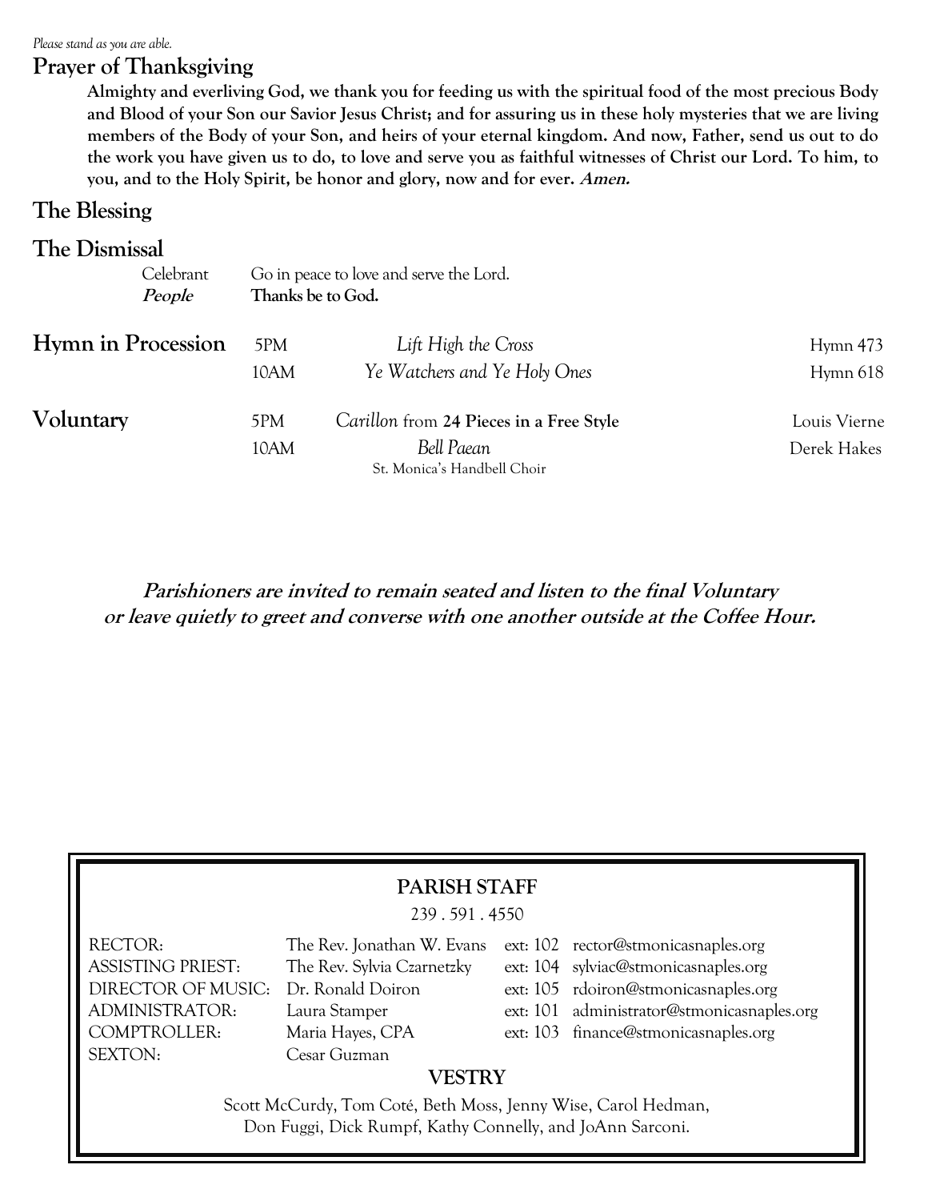*Please stand as you are able.*

## Prayer of Thanksgiving

**Almighty and everliving God, we thank you for feeding us with the spiritual food of the most precious Body and Blood of your Son our Savior Jesus Christ; and for assuring us in these holy mysteries that we are living members of the Body of your Son, and heirs of your eternal kingdom. And now, Father, send us out to do the work you have given us to do, to love and serve you as faithful witnesses of Christ our Lord. To him, to you, and to the Holy Spirit, be honor and glory, now and for ever. *Amen.***

## The Blessing

## The Dismissal

Celebrant	Go in peace to love and serve the Lord.
***People***	**Thanks be to God.**

## Hymn in Procession

| | | |
|---|---|---|
| 5PM | *Lift High the Cross* | Hymn 473 |
| 10AM | *Ye Watchers and Ye Holy Ones* | Hymn 618 |

## Voluntary

| | | |
|---|---|---|
| 5PM | *Carillon* from **24 Pieces in a Free Style** | Louis Vierne |
| 10AM | *Bell Paean*<br>St. Monica's Handbell Choir | Derek Hakes |

***Parishioners are invited to remain seated and listen to the final Voluntary or leave quietly to greet and converse with one another outside at the Coffee Hour.***

### PARISH STAFF

239 . 591 . 4550

| | | | |
|---|---|---|---|
| RECTOR: | The Rev. Jonathan W. Evans | ext: 102 | rector@stmonicasnaples.org |
| ASSISTING PRIEST: | The Rev. Sylvia Czarnetzky | ext: 104 | sylviac@stmonicasnaples.org |
| DIRECTOR OF MUSIC: | Dr. Ronald Doiron | ext: 105 | rdoiron@stmonicasnaples.org |
| ADMINISTRATOR: | Laura Stamper | ext: 101 | administrator@stmonicasnaples.org |
| COMPTROLLER: | Maria Hayes, CPA | ext: 103 | finance@stmonicasnaples.org |
| SEXTON: | Cesar Guzman | | |

### VESTRY

Scott McCurdy, Tom Coté, Beth Moss, Jenny Wise, Carol Hedman, Don Fuggi, Dick Rumpf, Kathy Connelly, and JoAnn Sarconi.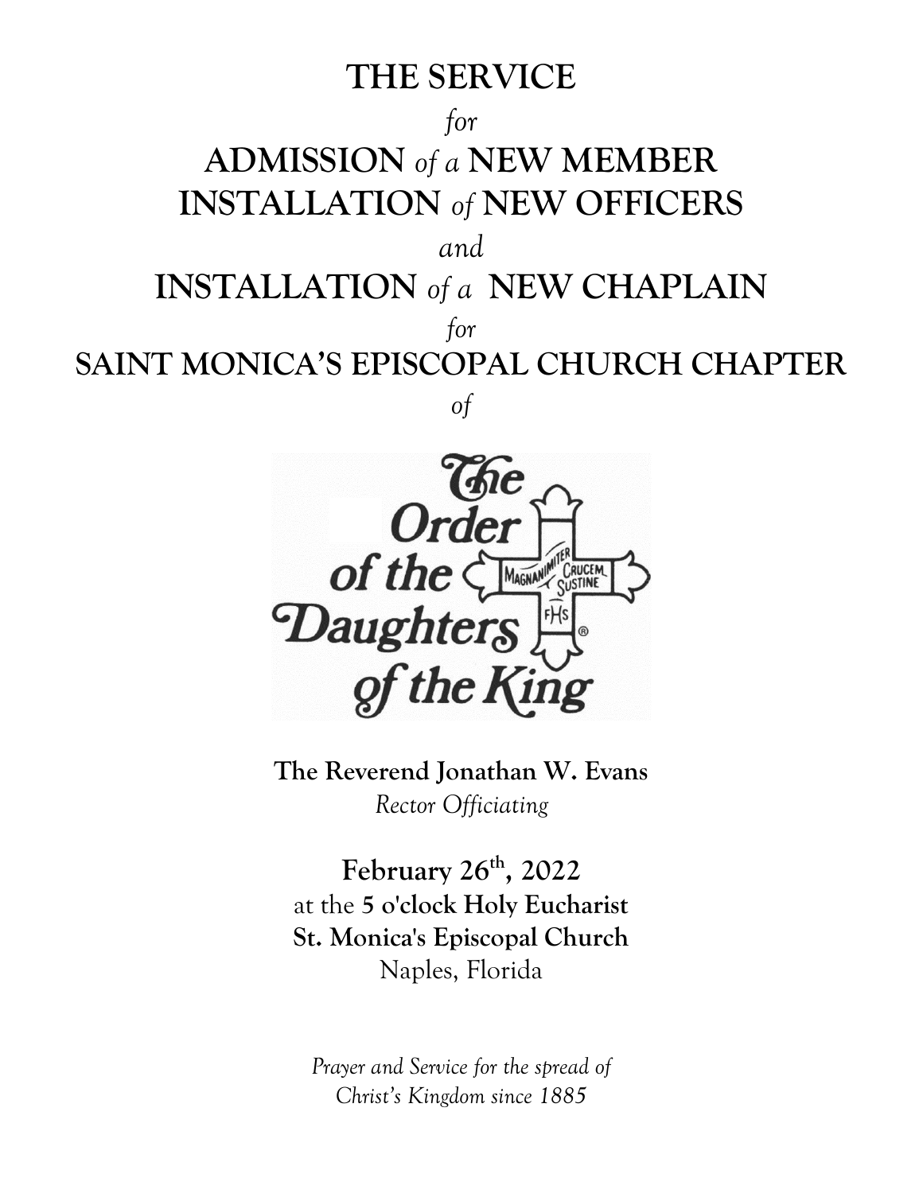# THE SERVICE

*for*

# ADMISSION *of a* NEW MEMBER
# INSTALLATION *of* NEW OFFICERS

*and*

# INSTALLATION *of a* NEW CHAPLAIN

*for*

# SAINT MONICA'S EPISCOPAL CHURCH CHAPTER

*of*

The Order of the Daughters of the King

MAGNANIMITER CRUCEM SUSTINE

FHS

**The Reverend Jonathan W. Evans**
*Rector Officiating*

**February 26th, 2022**
at the **5 o'clock Holy Eucharist**
**St. Monica's Episcopal Church**
Naples, Florida

*Prayer and Service for the spread of Christ's Kingdom since 1885*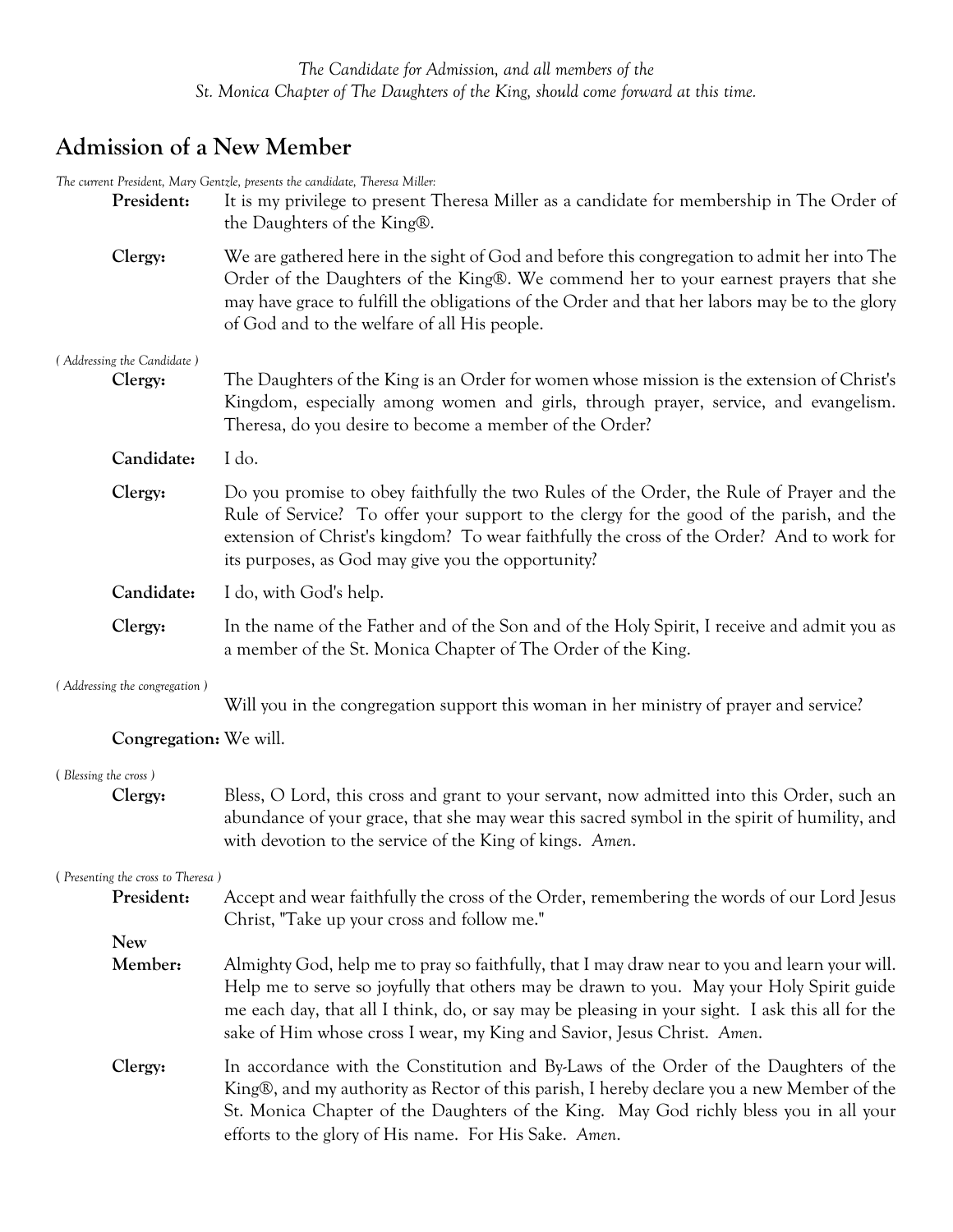*The Candidate for Admission, and all members of the St. Monica Chapter of The Daughters of the King, should come forward at this time.*

## Admission of a New Member

*The current President, Mary Gentzle, presents the candidate, Theresa Miller:*

**President:** It is my privilege to present Theresa Miller as a candidate for membership in The Order of the Daughters of the King®.

**Clergy:** We are gathered here in the sight of God and before this congregation to admit her into The Order of the Daughters of the King®. We commend her to your earnest prayers that she may have grace to fulfill the obligations of the Order and that her labors may be to the glory of God and to the welfare of all His people.

*( Addressing the Candidate )*

**Clergy:** The Daughters of the King is an Order for women whose mission is the extension of Christ's Kingdom, especially among women and girls, through prayer, service, and evangelism. Theresa, do you desire to become a member of the Order?

**Candidate:** I do.

**Clergy:** Do you promise to obey faithfully the two Rules of the Order, the Rule of Prayer and the Rule of Service? To offer your support to the clergy for the good of the parish, and the extension of Christ's kingdom? To wear faithfully the cross of the Order? And to work for its purposes, as God may give you the opportunity?

**Candidate:** I do, with God's help.

**Clergy:** In the name of the Father and of the Son and of the Holy Spirit, I receive and admit you as a member of the St. Monica Chapter of The Order of the King.

*( Addressing the congregation )*

Will you in the congregation support this woman in her ministry of prayer and service?

**Congregation:** We will.

*( Blessing the cross )*

**Clergy:** Bless, O Lord, this cross and grant to your servant, now admitted into this Order, such an abundance of your grace, that she may wear this sacred symbol in the spirit of humility, and with devotion to the service of the King of kings. *Amen*.

*( Presenting the cross to Theresa )*

**President:** Accept and wear faithfully the cross of the Order, remembering the words of our Lord Jesus Christ, "Take up your cross and follow me."

**New Member:** Almighty God, help me to pray so faithfully, that I may draw near to you and learn your will. Help me to serve so joyfully that others may be drawn to you. May your Holy Spirit guide me each day, that all I think, do, or say may be pleasing in your sight. I ask this all for the sake of Him whose cross I wear, my King and Savior, Jesus Christ. *Amen*.

**Clergy:** In accordance with the Constitution and By-Laws of the Order of the Daughters of the King®, and my authority as Rector of this parish, I hereby declare you a new Member of the St. Monica Chapter of the Daughters of the King. May God richly bless you in all your efforts to the glory of His name. For His Sake. *Amen*.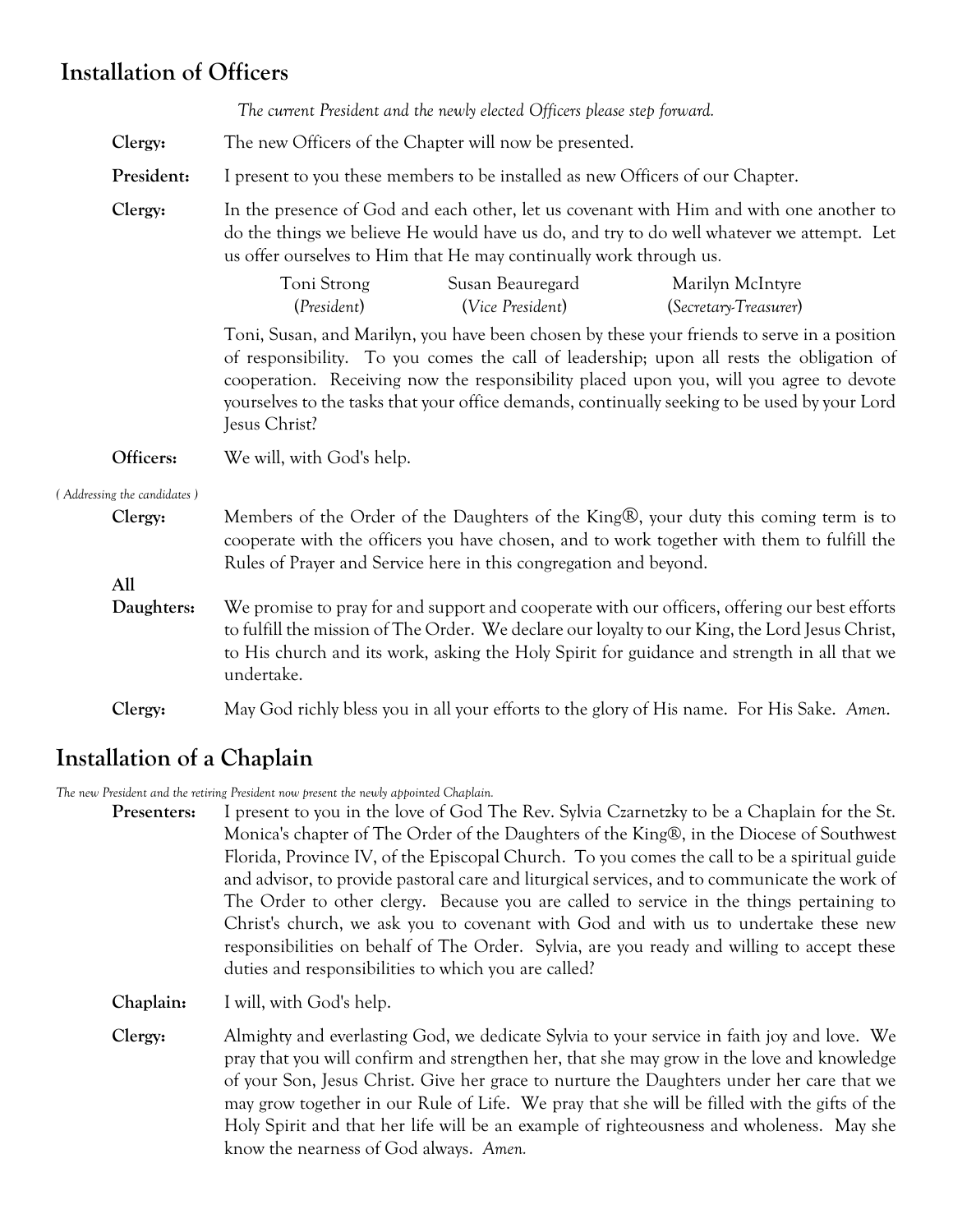## Installation of Officers

*The current President and the newly elected Officers please step forward.*

**Clergy:** The new Officers of the Chapter will now be presented.

**President:** I present to you these members to be installed as new Officers of our Chapter.

**Clergy:** In the presence of God and each other, let us covenant with Him and with one another to do the things we believe He would have us do, and try to do well whatever we attempt. Let us offer ourselves to Him that He may continually work through us.

| Toni Strong | Susan Beauregard | Marilyn McIntyre |
| --- | --- | --- |
| (*President*) | (*Vice President*) | (*Secretary-Treasurer*) |

Toni, Susan, and Marilyn, you have been chosen by these your friends to serve in a position of responsibility. To you comes the call of leadership; upon all rests the obligation of cooperation. Receiving now the responsibility placed upon you, will you agree to devote yourselves to the tasks that your office demands, continually seeking to be used by your Lord Jesus Christ?

**Officers:** We will, with God's help.

*( Addressing the candidates )*

**Clergy:** Members of the Order of the Daughters of the King®, your duty this coming term is to cooperate with the officers you have chosen, and to work together with them to fulfill the Rules of Prayer and Service here in this congregation and beyond.

**All Daughters:** We promise to pray for and support and cooperate with our officers, offering our best efforts to fulfill the mission of The Order. We declare our loyalty to our King, the Lord Jesus Christ, to His church and its work, asking the Holy Spirit for guidance and strength in all that we undertake.

**Clergy:** May God richly bless you in all your efforts to the glory of His name. For His Sake. *Amen*.

## Installation of a Chaplain

*The new President and the retiring President now present the newly appointed Chaplain.*

**Presenters:** I present to you in the love of God The Rev. Sylvia Czarnetzky to be a Chaplain for the St. Monica's chapter of The Order of the Daughters of the King®, in the Diocese of Southwest Florida, Province IV, of the Episcopal Church. To you comes the call to be a spiritual guide and advisor, to provide pastoral care and liturgical services, and to communicate the work of The Order to other clergy. Because you are called to service in the things pertaining to Christ's church, we ask you to covenant with God and with us to undertake these new responsibilities on behalf of The Order. Sylvia, are you ready and willing to accept these duties and responsibilities to which you are called?

**Chaplain:** I will, with God's help.

**Clergy:** Almighty and everlasting God, we dedicate Sylvia to your service in faith joy and love. We pray that you will confirm and strengthen her, that she may grow in the love and knowledge of your Son, Jesus Christ. Give her grace to nurture the Daughters under her care that we may grow together in our Rule of Life. We pray that she will be filled with the gifts of the Holy Spirit and that her life will be an example of righteousness and wholeness. May she know the nearness of God always. *Amen.*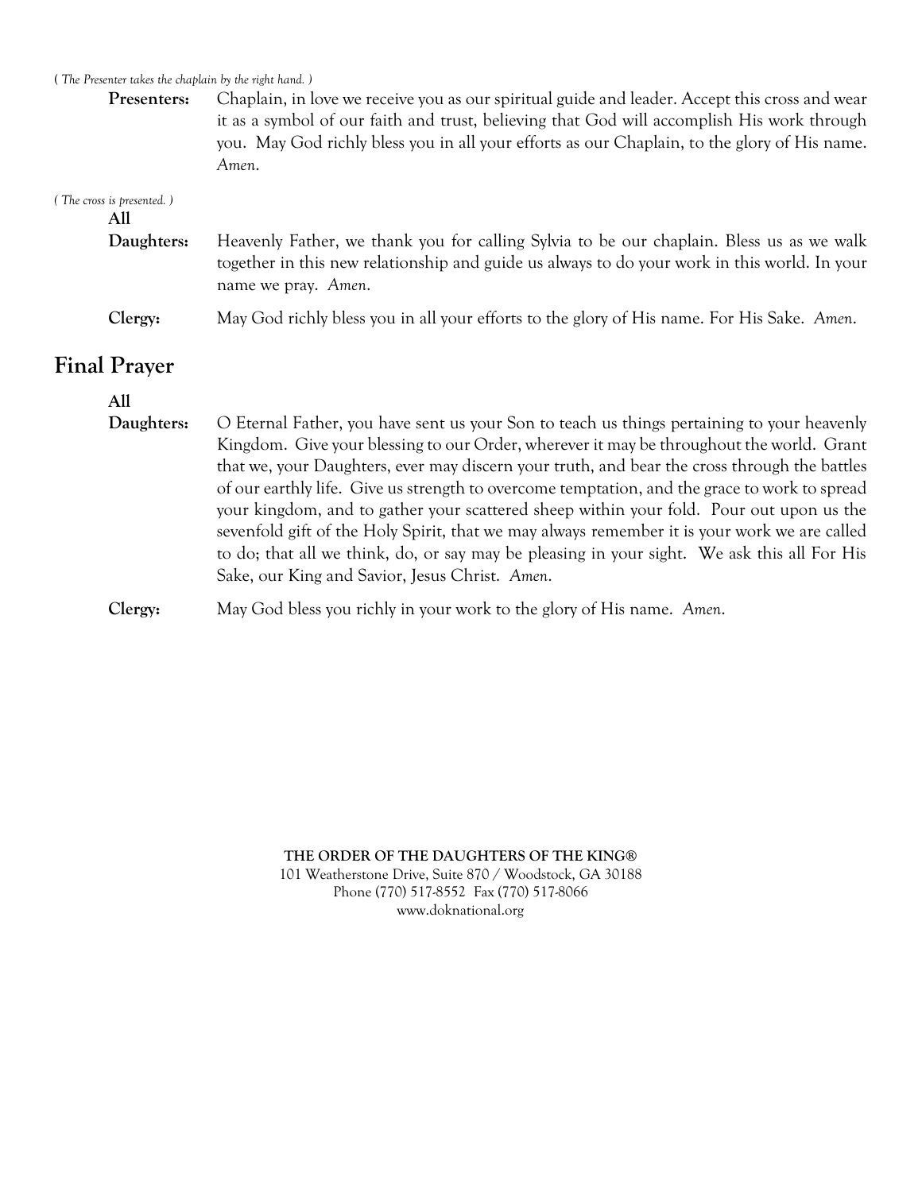*( The Presenter takes the chaplain by the right hand. )*

**Presenters:** Chaplain, in love we receive you as our spiritual guide and leader. Accept this cross and wear it as a symbol of our faith and trust, believing that God will accomplish His work through you. May God richly bless you in all your efforts as our Chaplain, to the glory of His name. *Amen*.

*( The cross is presented. )*

**All Daughters:** Heavenly Father, we thank you for calling Sylvia to be our chaplain. Bless us as we walk together in this new relationship and guide us always to do your work in this world. In your name we pray. *Amen*.

**Clergy:** May God richly bless you in all your efforts to the glory of His name. For His Sake. *Amen*.

## Final Prayer

**All Daughters:** O Eternal Father, you have sent us your Son to teach us things pertaining to your heavenly Kingdom. Give your blessing to our Order, wherever it may be throughout the world. Grant that we, your Daughters, ever may discern your truth, and bear the cross through the battles of our earthly life. Give us strength to overcome temptation, and the grace to work to spread your kingdom, and to gather your scattered sheep within your fold. Pour out upon us the sevenfold gift of the Holy Spirit, that we may always remember it is your work we are called to do; that all we think, do, or say may be pleasing in your sight. We ask this all For His Sake, our King and Savior, Jesus Christ. *Amen*.

**Clergy:** May God bless you richly in your work to the glory of His name. *Amen*.

**THE ORDER OF THE DAUGHTERS OF THE KING®**
101 Weatherstone Drive, Suite 870 / Woodstock, GA 30188
Phone (770) 517-8552 Fax (770) 517-8066
www.doknational.org